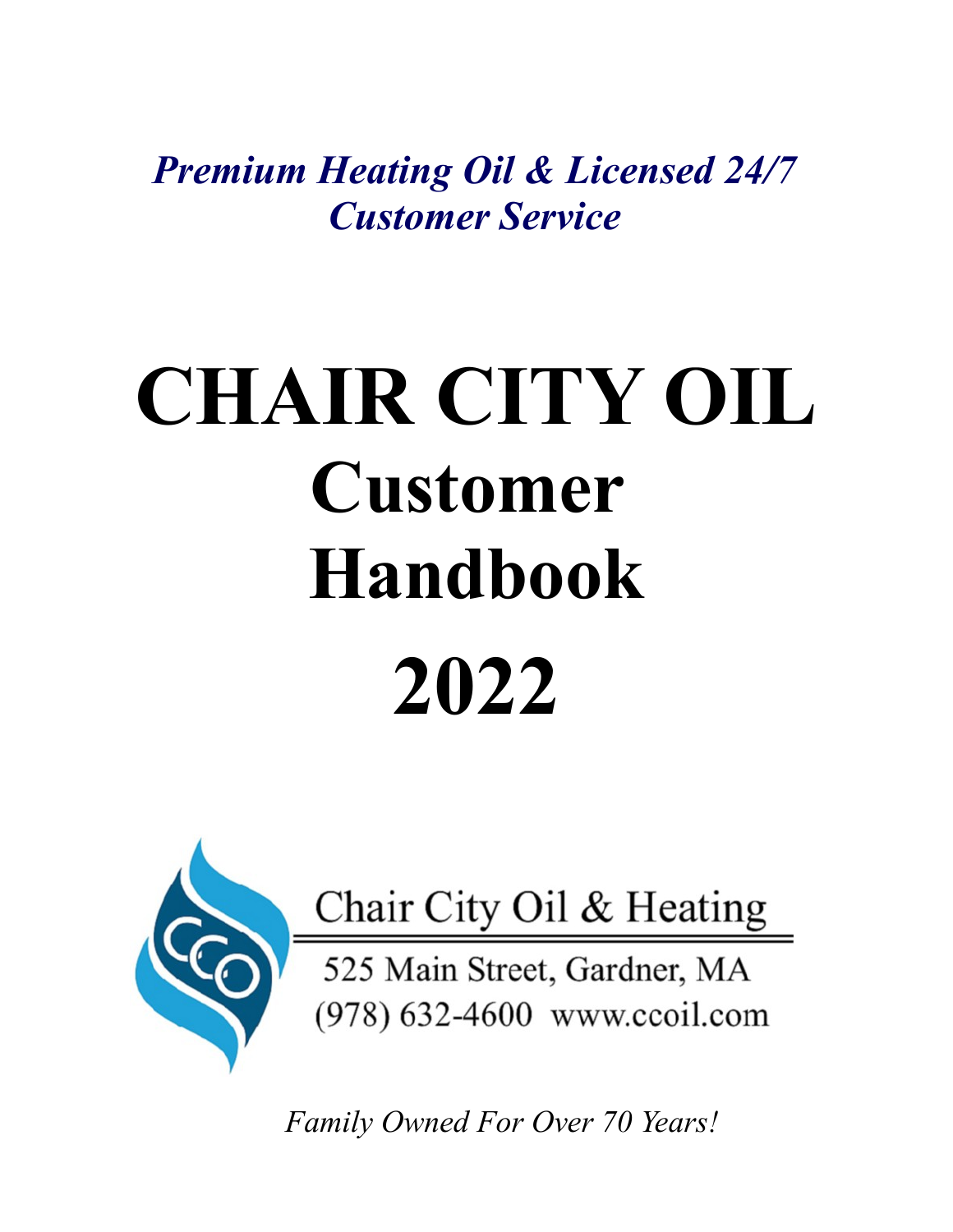*Premium Heating Oil & Licensed 24/7 Customer Service*

# CHAIR CITY OIL

# Customer Handbook

# 2022

Chair City Oil & Heating

525 Main Street, Gardner, MA

(978) 632-4600 www.ccoil.com

*Family Owned For Over 70 Years!*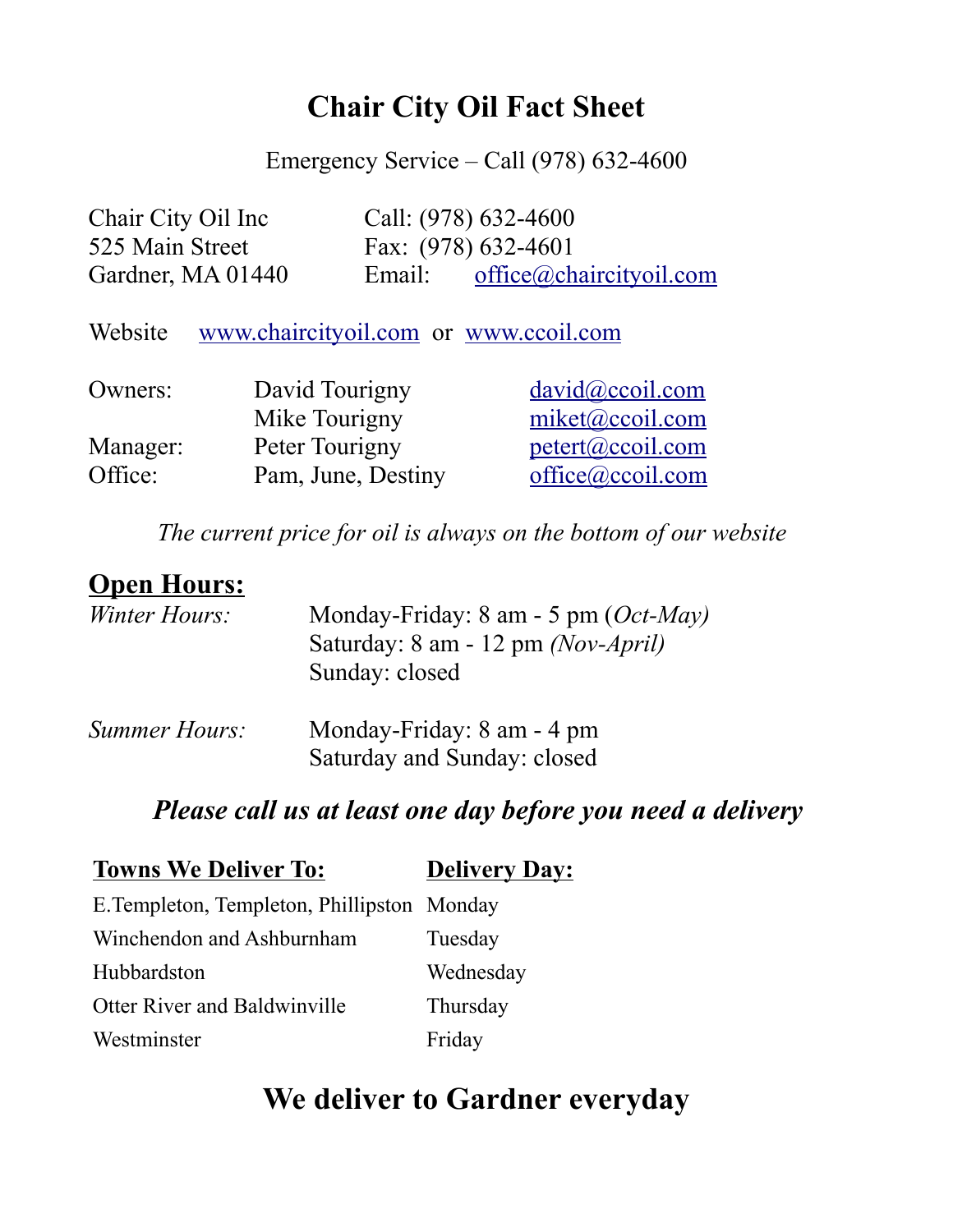# Chair City Oil Fact Sheet

Emergency Service – Call (978) 632-4600

| | |
|---|---|
| Chair City Oil Inc | Call: (978) 632-4600 |
| 525 Main Street | Fax: (978) 632-4601 |
| Gardner, MA 01440 | Email: office@chaircityoil.com |

Website www.chaircityoil.com or www.ccoil.com

| | | |
|---|---|---|
| Owners: | David Tourigny | david@ccoil.com |
| | Mike Tourigny | miket@ccoil.com |
| Manager: | Peter Tourigny | petert@ccoil.com |
| Office: | Pam, June, Destiny | office@ccoil.com |

*The current price for oil is always on the bottom of our website*

## Open Hours:

| | |
|---|---|
| *Winter Hours:* | Monday-Friday: 8 am - 5 pm (*Oct-May)* |
| | Saturday: 8 am - 12 pm *(Nov-April)* |
| | Sunday: closed |
| *Summer Hours:* | Monday-Friday: 8 am - 4 pm |
| | Saturday and Sunday: closed |

### *Please call us at least one day before you need a delivery*

| Towns We Deliver To: | Delivery Day: |
|---|---|
| E.Templeton, Templeton, Phillipston | Monday |
| Winchendon and Ashburnham | Tuesday |
| Hubbardston | Wednesday |
| Otter River and Baldwinville | Thursday |
| Westminster | Friday |

## We deliver to Gardner everyday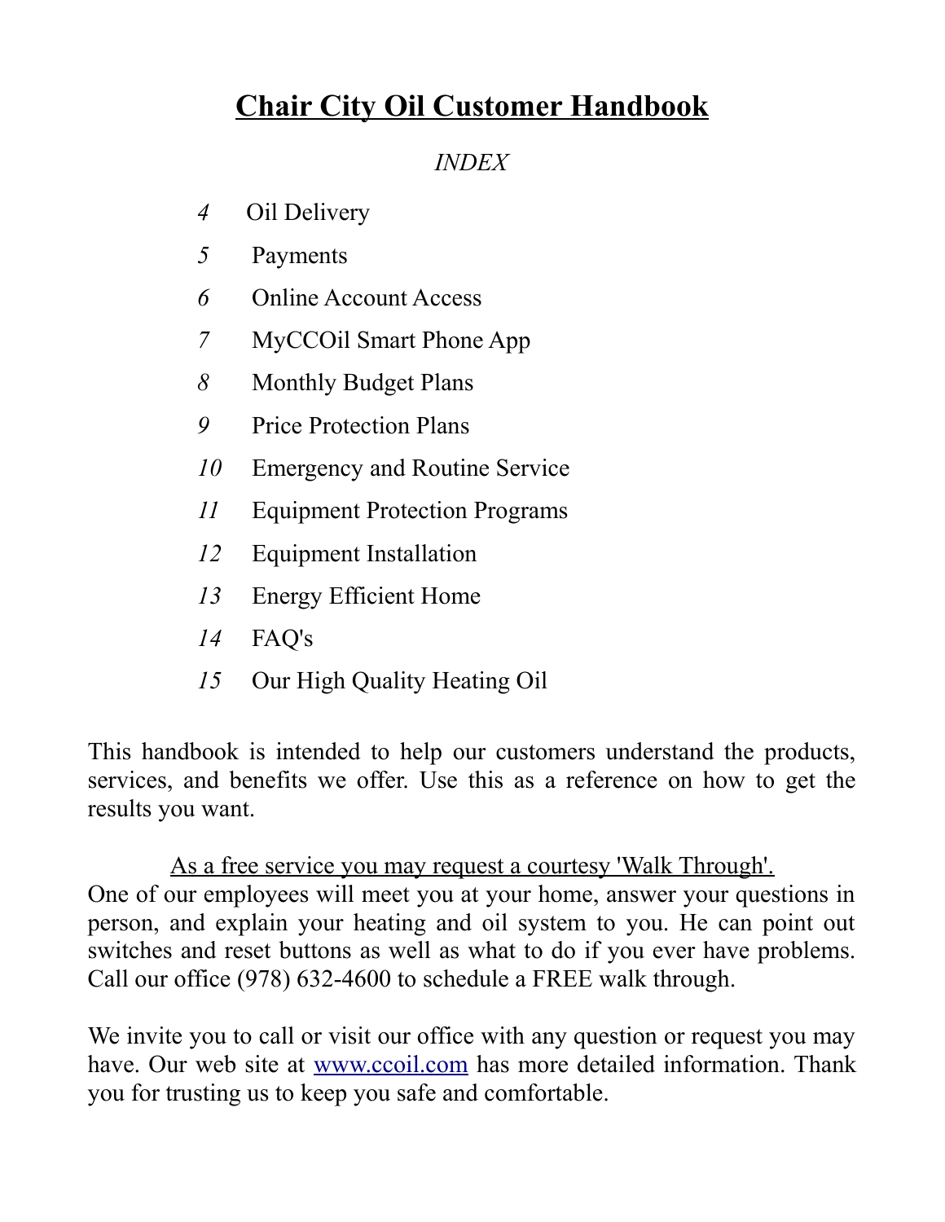# <u>Chair City Oil Customer Handbook</u>

*INDEX*

- *4* Oil Delivery
- *5* Payments
- *6* Online Account Access
- *7* MyCCOil Smart Phone App
- *8* Monthly Budget Plans
- *9* Price Protection Plans
- *10* Emergency and Routine Service
- *11* Equipment Protection Programs
- *12* Equipment Installation
- *13* Energy Efficient Home
- *14* FAQ's
- *15* Our High Quality Heating Oil

This handbook is intended to help our customers understand the products, services, and benefits we offer. Use this as a reference on how to get the results you want.

<u>As a free service you may request a courtesy 'Walk Through'.</u>
One of our employees will meet you at your home, answer your questions in person, and explain your heating and oil system to you. He can point out switches and reset buttons as well as what to do if you ever have problems. Call our office (978) 632-4600 to schedule a FREE walk through.

We invite you to call or visit our office with any question or request you may have. Our web site at [www.ccoil.com](http://www.ccoil.com) has more detailed information. Thank you for trusting us to keep you safe and comfortable.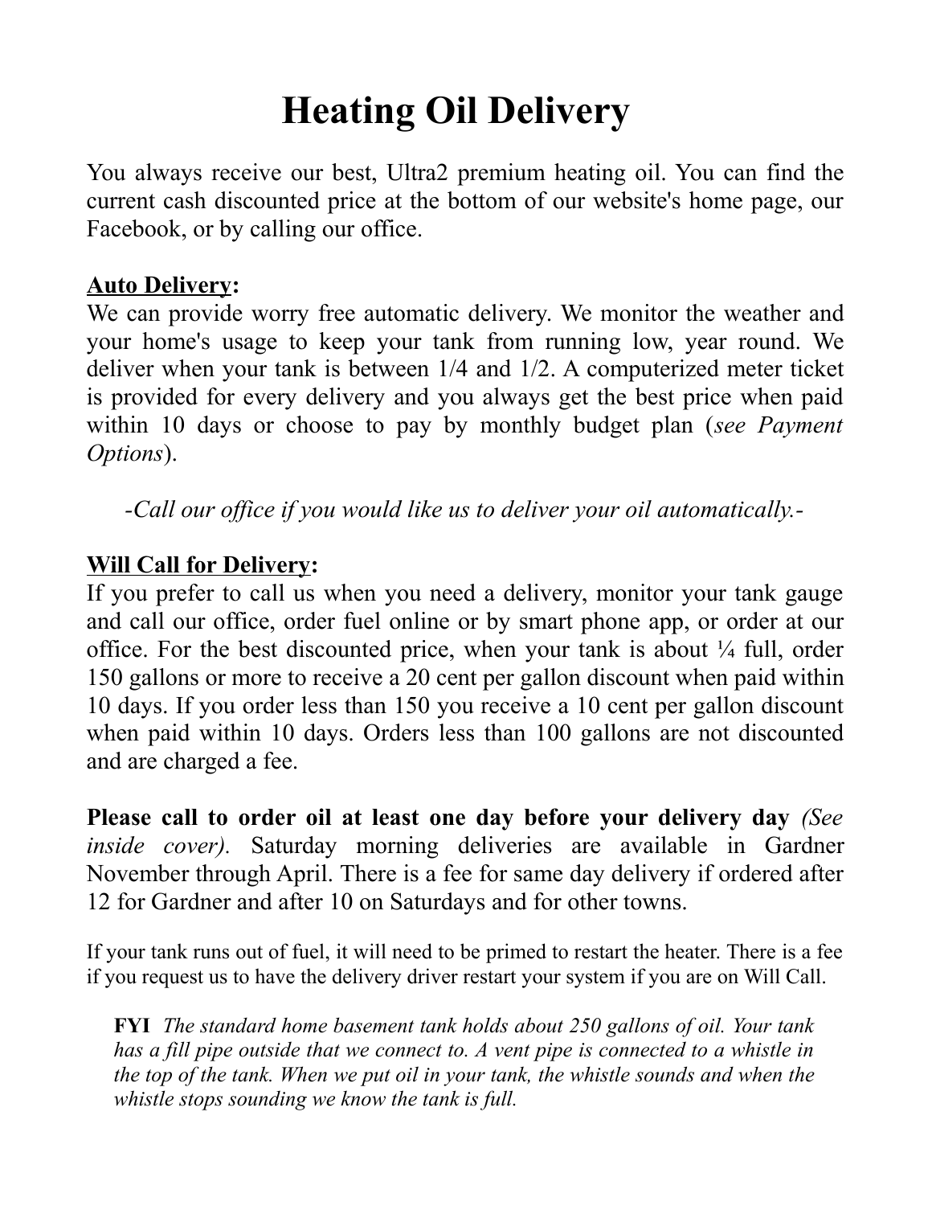# Heating Oil Delivery

You always receive our best, Ultra2 premium heating oil. You can find the current cash discounted price at the bottom of our website's home page, our Facebook, or by calling our office.

**<u>Auto Delivery</u>:**
We can provide worry free automatic delivery. We monitor the weather and your home's usage to keep your tank from running low, year round. We deliver when your tank is between 1/4 and 1/2. A computerized meter ticket is provided for every delivery and you always get the best price when paid within 10 days or choose to pay by monthly budget plan (*see Payment Options*).

*-Call our office if you would like us to deliver your oil automatically.-*

**<u>Will Call for Delivery</u>:**
If you prefer to call us when you need a delivery, monitor your tank gauge and call our office, order fuel online or by smart phone app, or order at our office. For the best discounted price, when your tank is about ¼ full, order 150 gallons or more to receive a 20 cent per gallon discount when paid within 10 days. If you order less than 150 you receive a 10 cent per gallon discount when paid within 10 days. Orders less than 100 gallons are not discounted and are charged a fee.

**Please call to order oil at least one day before your delivery day** *(See inside cover).* Saturday morning deliveries are available in Gardner November through April. There is a fee for same day delivery if ordered after 12 for Gardner and after 10 on Saturdays and for other towns.

If your tank runs out of fuel, it will need to be primed to restart the heater. There is a fee if you request us to have the delivery driver restart your system if you are on Will Call.

**FYI** *The standard home basement tank holds about 250 gallons of oil. Your tank has a fill pipe outside that we connect to. A vent pipe is connected to a whistle in the top of the tank. When we put oil in your tank, the whistle sounds and when the whistle stops sounding we know the tank is full.*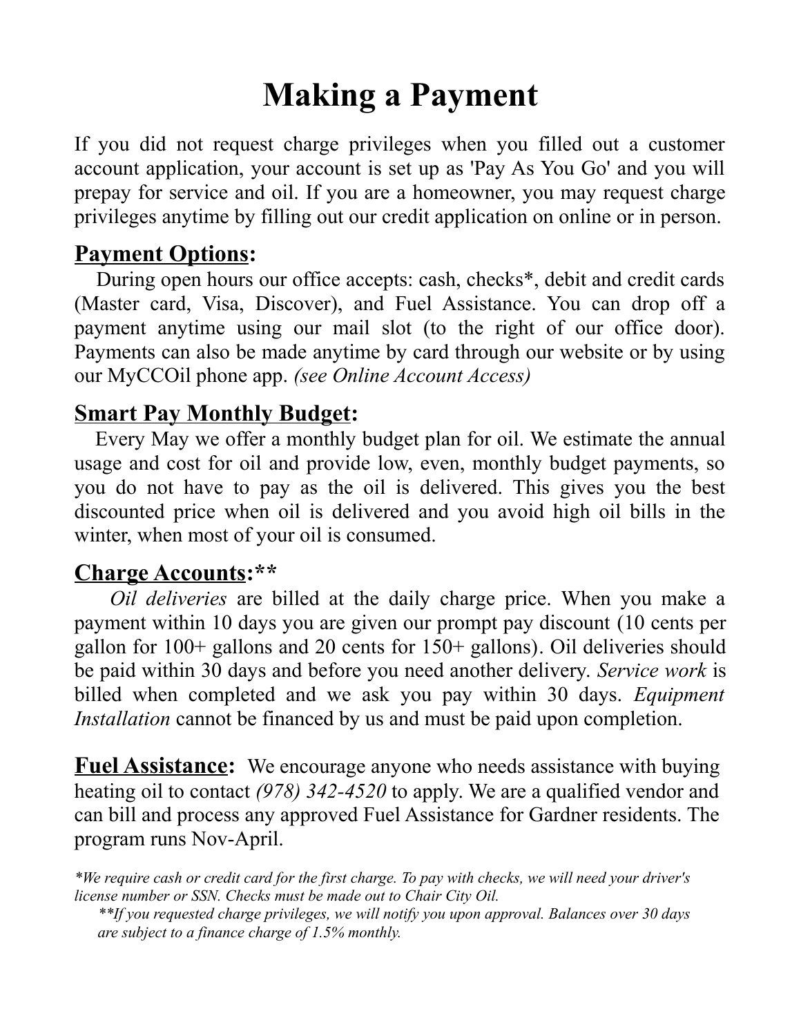# Making a Payment

If you did not request charge privileges when you filled out a customer account application, your account is set up as 'Pay As You Go' and you will prepay for service and oil. If you are a homeowner, you may request charge privileges anytime by filling out our credit application on online or in person.

## <u>Payment Options</u>:

During open hours our office accepts: cash, checks*, debit and credit cards (Master card, Visa, Discover), and Fuel Assistance. You can drop off a payment anytime using our mail slot (to the right of our office door). Payments can also be made anytime by card through our website or by using our MyCCOil phone app. *(see Online Account Access)*

## <u>Smart Pay Monthly Budget</u>:

Every May we offer a monthly budget plan for oil. We estimate the annual usage and cost for oil and provide low, even, monthly budget payments, so you do not have to pay as the oil is delivered. This gives you the best discounted price when oil is delivered and you avoid high oil bills in the winter, when most of your oil is consumed.

## <u>Charge Accounts</u>:**

*Oil deliveries* are billed at the daily charge price. When you make a payment within 10 days you are given our prompt pay discount (10 cents per gallon for 100+ gallons and 20 cents for 150+ gallons). Oil deliveries should be paid within 30 days and before you need another delivery. *Service work* is billed when completed and we ask you pay within 30 days. *Equipment Installation* cannot be financed by us and must be paid upon completion.

**<u>Fuel Assistance</u>:** We encourage anyone who needs assistance with buying heating oil to contact *(978) 342-4520* to apply. We are a qualified vendor and can bill and process any approved Fuel Assistance for Gardner residents. The program runs Nov-April.

*\*We require cash or credit card for the first charge. To pay with checks, we will need your driver's license number or SSN. Checks must be made out to Chair City Oil.*

*\*\*If you requested charge privileges, we will notify you upon approval. Balances over 30 days are subject to a finance charge of 1.5% monthly.*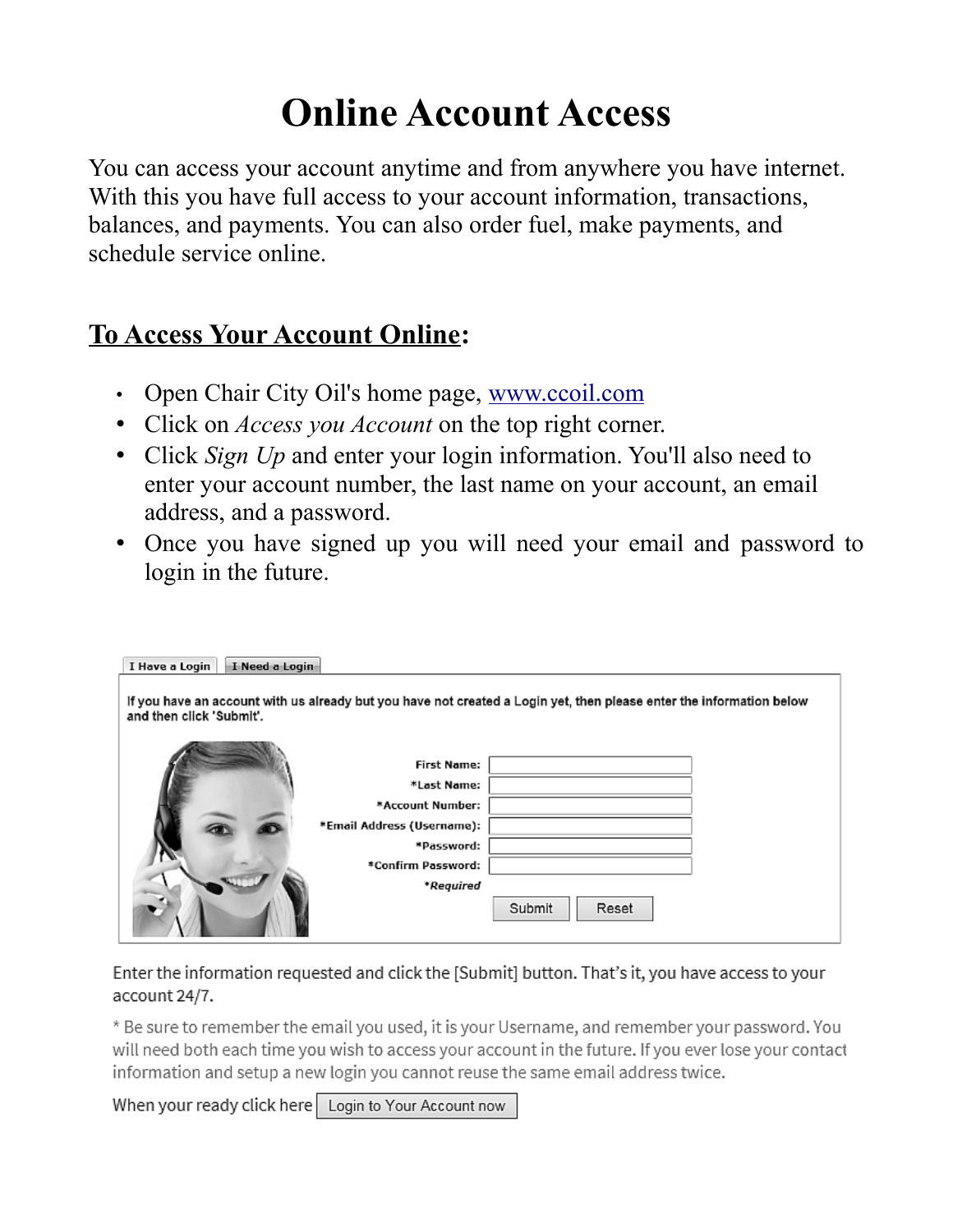# Online Account Access

You can access your account anytime and from anywhere you have internet. With this you have full access to your account information, transactions, balances, and payments. You can also order fuel, make payments, and schedule service online.

## <u>To Access Your Account Online</u>:

- Open Chair City Oil's home page, [www.ccoil.com](http://www.ccoil.com)
- Click on *Access you Account* on the top right corner.
- Click *Sign Up* and enter your login information. You'll also need to enter your account number, the last name on your account, an email address, and a password.
- Once you have signed up you will need your email and password to login in the future.

I Have a Login | I Need a Login

If you have an account with us already but you have not created a Login yet, then please enter the information below and then click 'Submit'.

First Name:
*Last Name:
*Account Number:
*Email Address (Username):
*Password:
*Confirm Password:
*Required

Submit | Reset

Enter the information requested and click the [Submit] button. That's it, you have access to your account 24/7.

* Be sure to remember the email you used, it is your Username, and remember your password. You will need both each time you wish to access your account in the future. If you ever lose your contact information and setup a new login you cannot reuse the same email address twice.

When your ready click here [Login to Your Account now]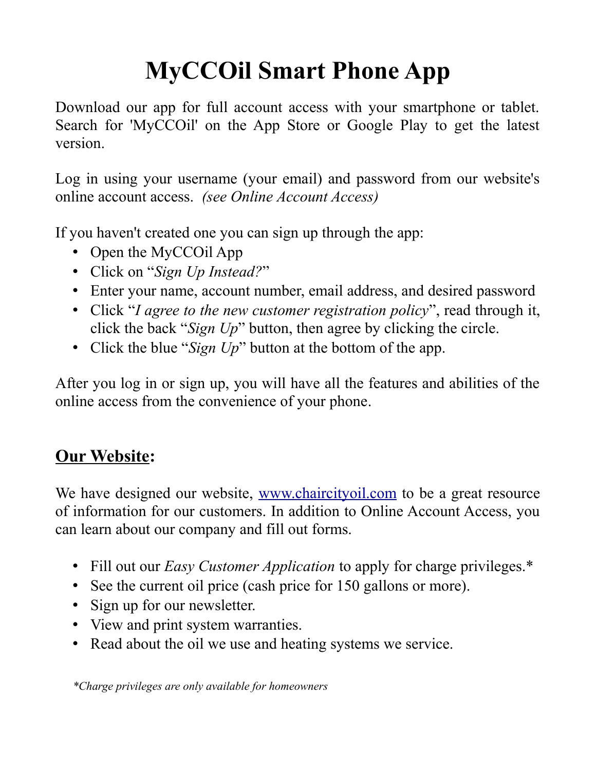# MyCCOil Smart Phone App

Download our app for full account access with your smartphone or tablet. Search for 'MyCCOil' on the App Store or Google Play to get the latest version.

Log in using your username (your email) and password from our website's online account access. *(see Online Account Access)*

If you haven't created one you can sign up through the app:

- Open the MyCCOil App
- Click on "*Sign Up Instead?*"
- Enter your name, account number, email address, and desired password
- Click "*I agree to the new customer registration policy*", read through it, click the back "*Sign Up*" button, then agree by clicking the circle.
- Click the blue "*Sign Up*" button at the bottom of the app.

After you log in or sign up, you will have all the features and abilities of the online access from the convenience of your phone.

## **Our Website:**

We have designed our website, [www.chaircityoil.com](http://www.chaircityoil.com) to be a great resource of information for our customers. In addition to Online Account Access, you can learn about our company and fill out forms.

- Fill out our *Easy Customer Application* to apply for charge privileges.*
- See the current oil price (cash price for 150 gallons or more).
- Sign up for our newsletter.
- View and print system warranties.
- Read about the oil we use and heating systems we service.

*\*Charge privileges are only available for homeowners*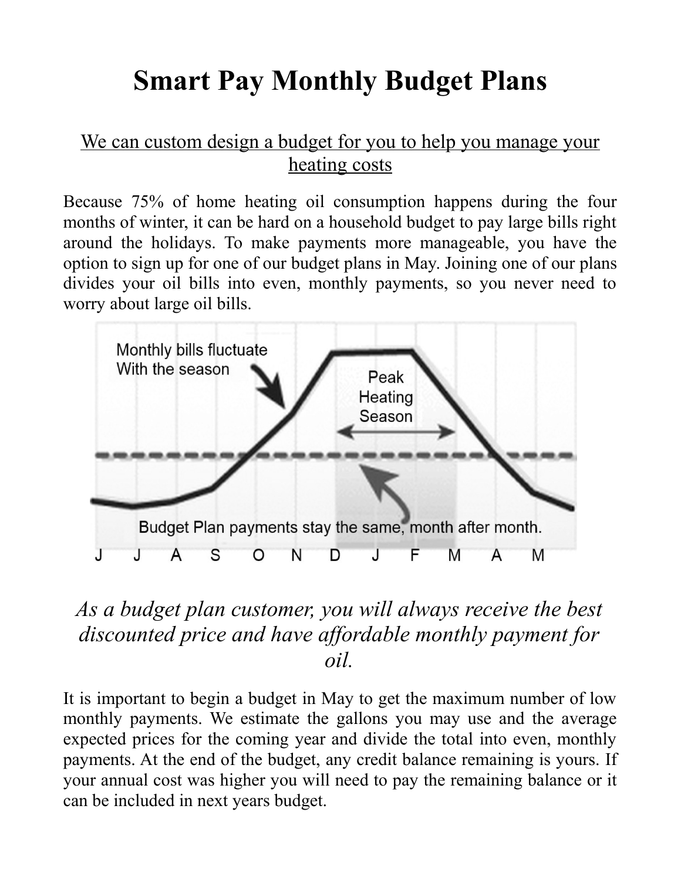# Smart Pay Monthly Budget Plans

## We can custom design a budget for you to help you manage your heating costs

Because 75% of home heating oil consumption happens during the four months of winter, it can be hard on a household budget to pay large bills right around the holidays. To make payments more manageable, you have the option to sign up for one of our budget plans in May. Joining one of our plans divides your oil bills into even, monthly payments, so you never need to worry about large oil bills.

## *As a budget plan customer, you will always receive the best discounted price and have affordable monthly payment for oil.*

It is important to begin a budget in May to get the maximum number of low monthly payments. We estimate the gallons you may use and the average expected prices for the coming year and divide the total into even, monthly payments. At the end of the budget, any credit balance remaining is yours. If your annual cost was higher you will need to pay the remaining balance or it can be included in next years budget.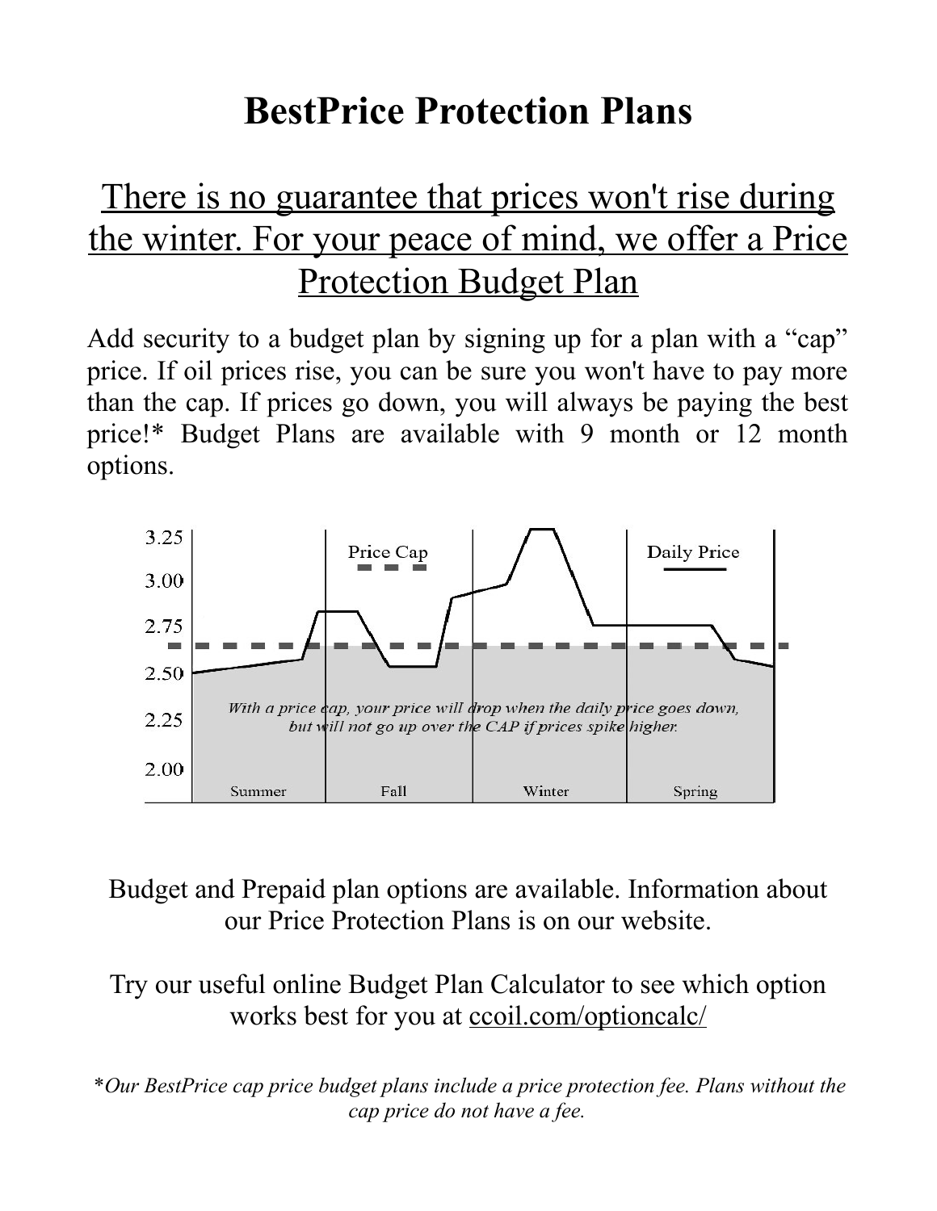# BestPrice Protection Plans

## There is no guarantee that prices won't rise during the winter. For your peace of mind, we offer a Price Protection Budget Plan

Add security to a budget plan by signing up for a plan with a "cap" price. If oil prices rise, you can be sure you won't have to pay more than the cap. If prices go down, you will always be paying the best price!* Budget Plans are available with 9 month or 12 month options.

3.25
3.00
2.75
2.50
2.25
2.00

Price Cap

Daily Price

*With a price cap, your price will drop when the daily price goes down, but will not go up over the CAP if prices spike higher.*

Summer | Fall | Winter | Spring

Budget and Prepaid plan options are available. Information about our Price Protection Plans is on our website.

Try our useful online Budget Plan Calculator to see which option works best for you at ccoil.com/optioncalc/

**Our BestPrice cap price budget plans include a price protection fee. Plans without the cap price do not have a fee.*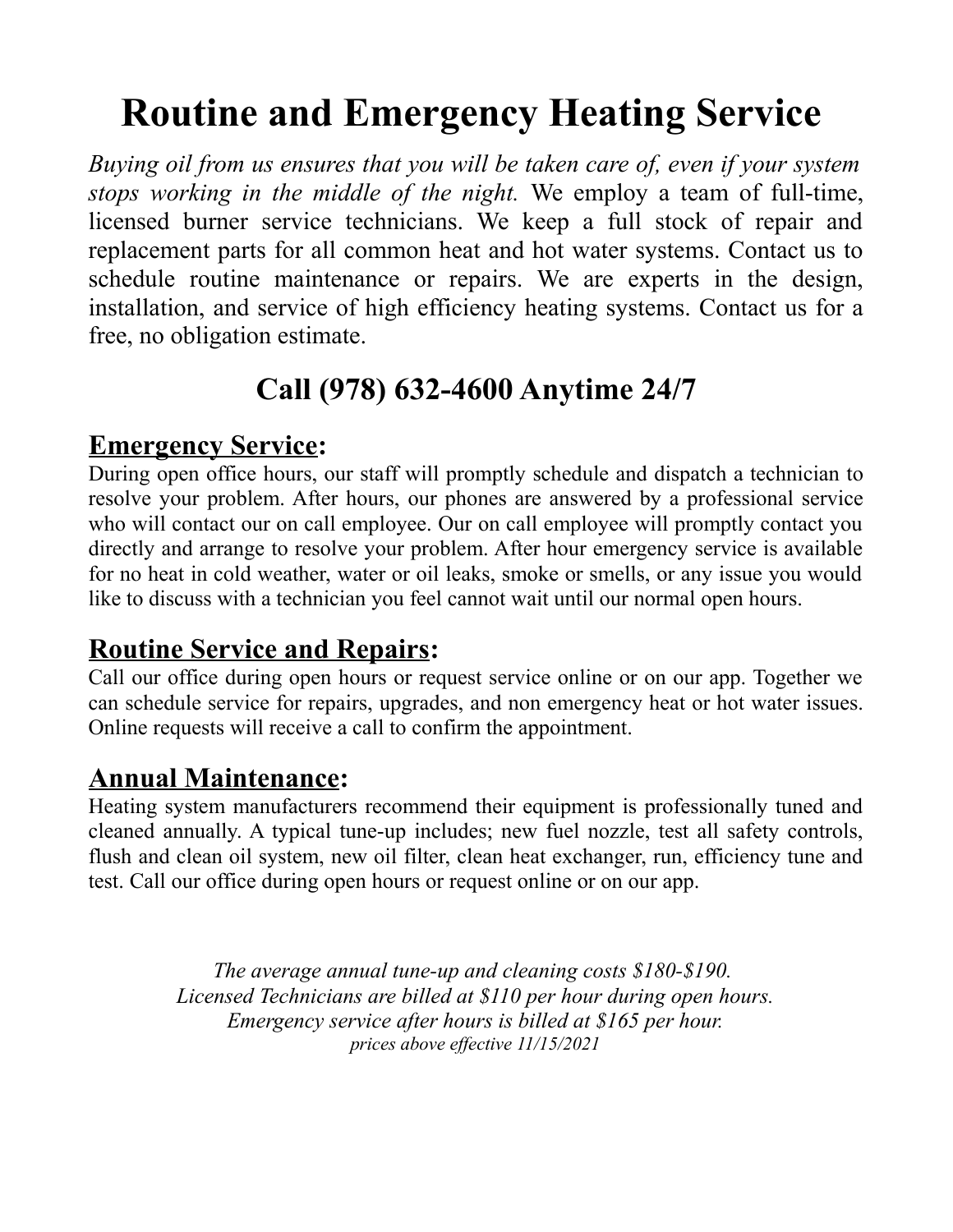# Routine and Emergency Heating Service

*Buying oil from us ensures that you will be taken care of, even if your system stops working in the middle of the night.* We employ a team of full-time, licensed burner service technicians. We keep a full stock of repair and replacement parts for all common heat and hot water systems. Contact us to schedule routine maintenance or repairs. We are experts in the design, installation, and service of high efficiency heating systems. Contact us for a free, no obligation estimate.

## Call (978) 632-4600 Anytime 24/7

### <u>Emergency Service</u>:

During open office hours, our staff will promptly schedule and dispatch a technician to resolve your problem. After hours, our phones are answered by a professional service who will contact our on call employee. Our on call employee will promptly contact you directly and arrange to resolve your problem. After hour emergency service is available for no heat in cold weather, water or oil leaks, smoke or smells, or any issue you would like to discuss with a technician you feel cannot wait until our normal open hours.

### <u>Routine Service and Repairs</u>:

Call our office during open hours or request service online or on our app. Together we can schedule service for repairs, upgrades, and non emergency heat or hot water issues. Online requests will receive a call to confirm the appointment.

### <u>Annual Maintenance</u>:

Heating system manufacturers recommend their equipment is professionally tuned and cleaned annually. A typical tune-up includes; new fuel nozzle, test all safety controls, flush and clean oil system, new oil filter, clean heat exchanger, run, efficiency tune and test. Call our office during open hours or request online or on our app.

*The average annual tune-up and cleaning costs $180-$190.*
*Licensed Technicians are billed at $110 per hour during open hours.*
*Emergency service after hours is billed at $165 per hour.*
*prices above effective 11/15/2021*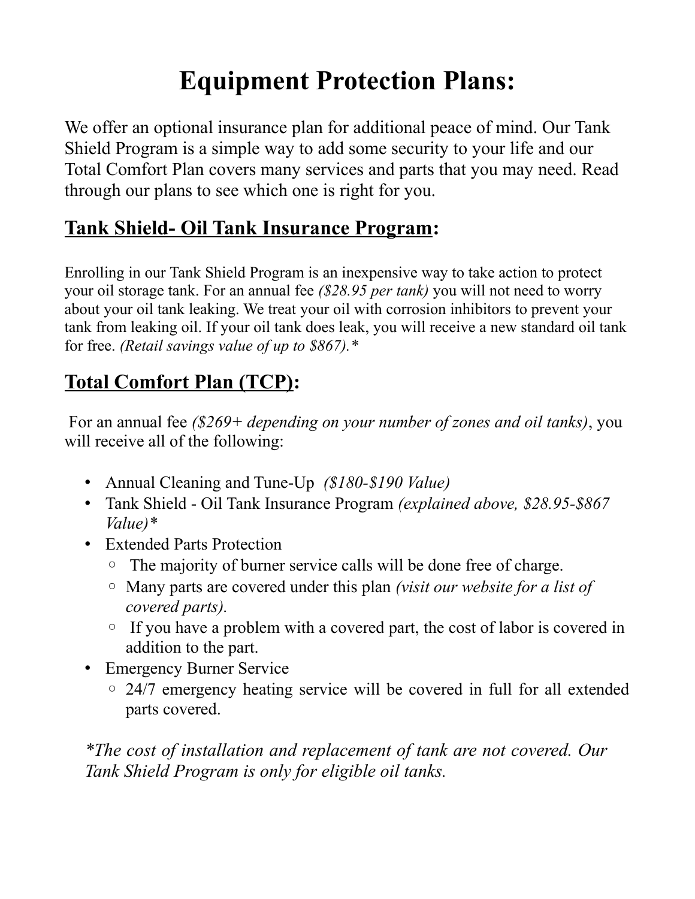# Equipment Protection Plans:

We offer an optional insurance plan for additional peace of mind. Our Tank Shield Program is a simple way to add some security to your life and our Total Comfort Plan covers many services and parts that you may need. Read through our plans to see which one is right for you.

## <u>Tank Shield- Oil Tank Insurance Program</u>:

Enrolling in our Tank Shield Program is an inexpensive way to take action to protect your oil storage tank. For an annual fee *($28.95 per tank)* you will not need to worry about your oil tank leaking. We treat your oil with corrosion inhibitors to prevent your tank from leaking oil. If your oil tank does leak, you will receive a new standard oil tank for free. *(Retail savings value of up to $867).**

## <u>Total Comfort Plan (TCP)</u>:

For an annual fee *($269+ depending on your number of zones and oil tanks)*, you will receive all of the following:

- Annual Cleaning and Tune-Up *($180-$190 Value)*
- Tank Shield - Oil Tank Insurance Program *(explained above, $28.95-$867 Value)**
- Extended Parts Protection
  - The majority of burner service calls will be done free of charge.
  - Many parts are covered under this plan *(visit our website for a list of covered parts).*
  - If you have a problem with a covered part, the cost of labor is covered in addition to the part.
- Emergency Burner Service
  - 24/7 emergency heating service will be covered in full for all extended parts covered.

**The cost of installation and replacement of tank are not covered. Our Tank Shield Program is only for eligible oil tanks.*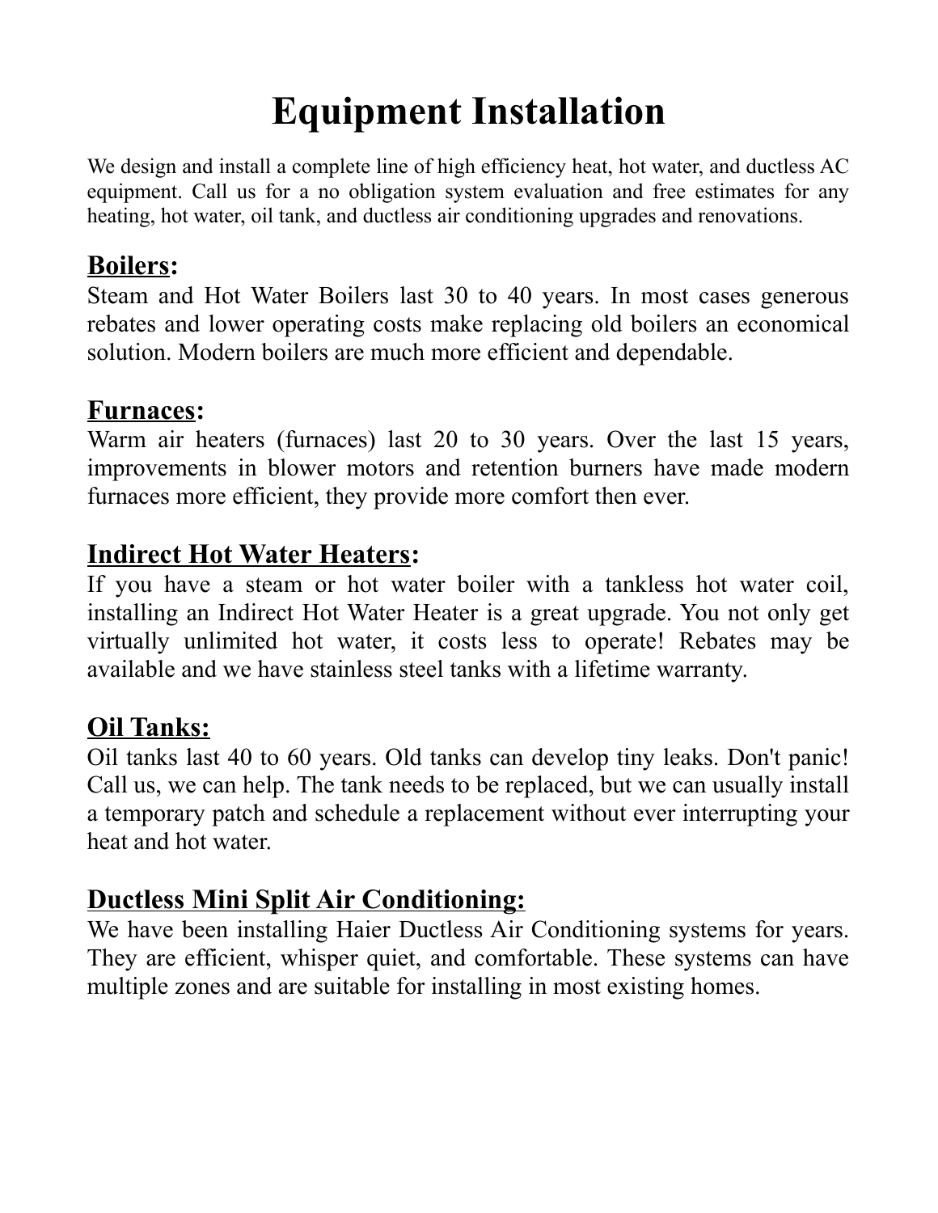# Equipment Installation

We design and install a complete line of high efficiency heat, hot water, and ductless AC equipment. Call us for a no obligation system evaluation and free estimates for any heating, hot water, oil tank, and ductless air conditioning upgrades and renovations.

## <u>Boilers</u>:

Steam and Hot Water Boilers last 30 to 40 years. In most cases generous rebates and lower operating costs make replacing old boilers an economical solution. Modern boilers are much more efficient and dependable.

## <u>Furnaces</u>:

Warm air heaters (furnaces) last 20 to 30 years. Over the last 15 years, improvements in blower motors and retention burners have made modern furnaces more efficient, they provide more comfort then ever.

## <u>Indirect Hot Water Heaters</u>:

If you have a steam or hot water boiler with a tankless hot water coil, installing an Indirect Hot Water Heater is a great upgrade. You not only get virtually unlimited hot water, it costs less to operate! Rebates may be available and we have stainless steel tanks with a lifetime warranty.

## <u>Oil Tanks:</u>

Oil tanks last 40 to 60 years. Old tanks can develop tiny leaks. Don't panic! Call us, we can help. The tank needs to be replaced, but we can usually install a temporary patch and schedule a replacement without ever interrupting your heat and hot water.

## <u>Ductless Mini Split Air Conditioning:</u>

We have been installing Haier Ductless Air Conditioning systems for years. They are efficient, whisper quiet, and comfortable. These systems can have multiple zones and are suitable for installing in most existing homes.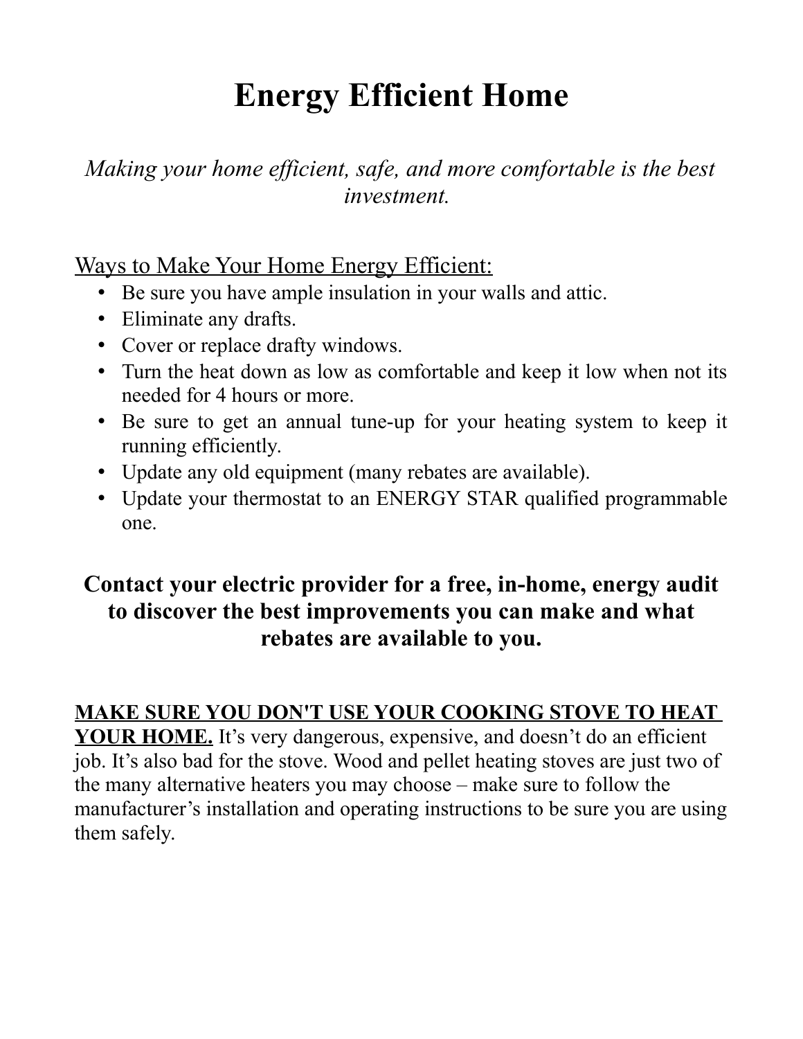# Energy Efficient Home

*Making your home efficient, safe, and more comfortable is the best investment.*

Ways to Make Your Home Energy Efficient:

- Be sure you have ample insulation in your walls and attic.
- Eliminate any drafts.
- Cover or replace drafty windows.
- Turn the heat down as low as comfortable and keep it low when not its needed for 4 hours or more.
- Be sure to get an annual tune-up for your heating system to keep it running efficiently.
- Update any old equipment (many rebates are available).
- Update your thermostat to an ENERGY STAR qualified programmable one.

**Contact your electric provider for a free, in-home, energy audit to discover the best improvements you can make and what rebates are available to you.**

**MAKE SURE YOU DON'T USE YOUR COOKING STOVE TO HEAT YOUR HOME.** It's very dangerous, expensive, and doesn't do an efficient job. It's also bad for the stove. Wood and pellet heating stoves are just two of the many alternative heaters you may choose – make sure to follow the manufacturer's installation and operating instructions to be sure you are using them safely.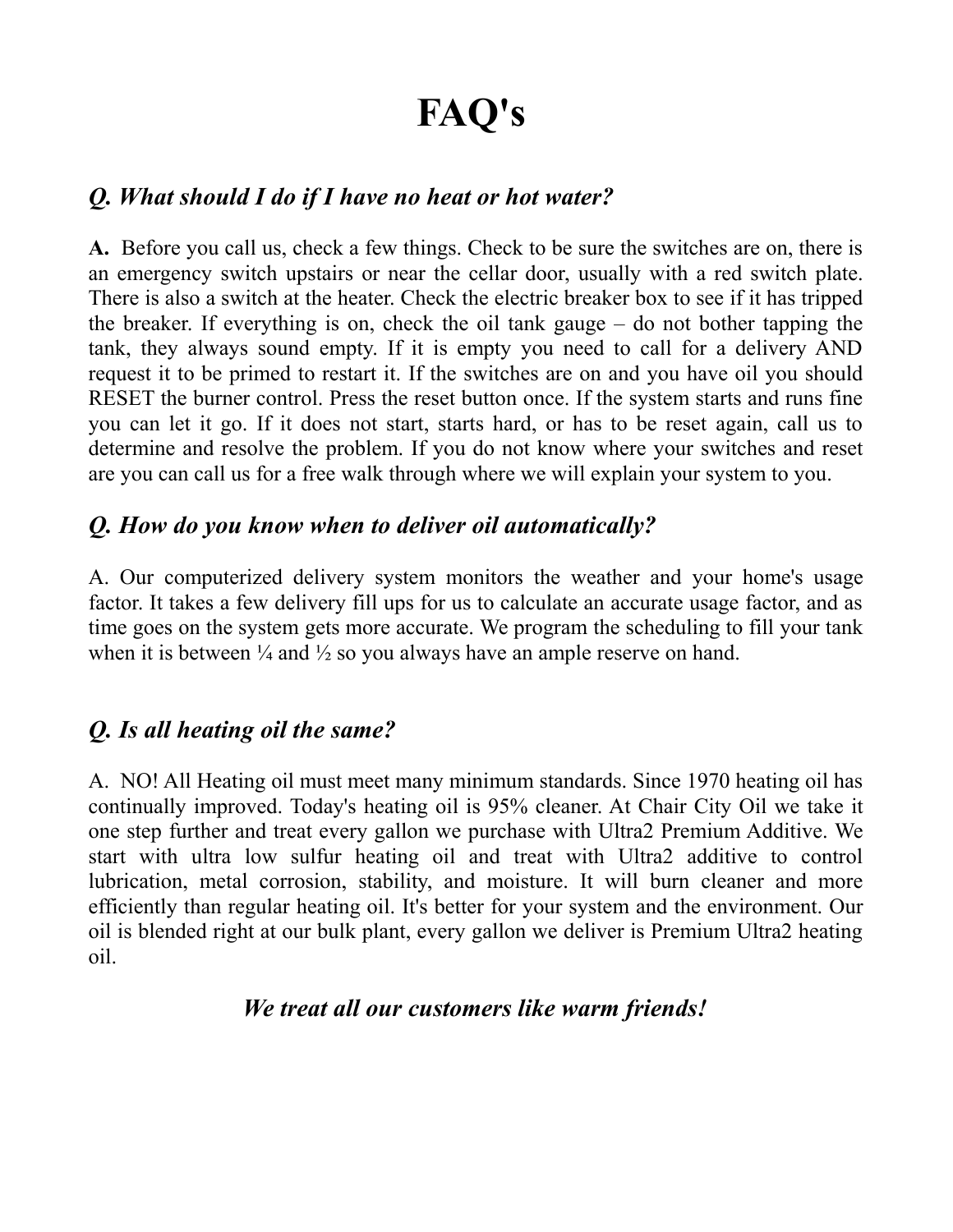# FAQ's

## *Q. What should I do if I have no heat or hot water?*

**A.** Before you call us, check a few things. Check to be sure the switches are on, there is an emergency switch upstairs or near the cellar door, usually with a red switch plate. There is also a switch at the heater. Check the electric breaker box to see if it has tripped the breaker. If everything is on, check the oil tank gauge – do not bother tapping the tank, they always sound empty. If it is empty you need to call for a delivery AND request it to be primed to restart it. If the switches are on and you have oil you should RESET the burner control. Press the reset button once. If the system starts and runs fine you can let it go. If it does not start, starts hard, or has to be reset again, call us to determine and resolve the problem. If you do not know where your switches and reset are you can call us for a free walk through where we will explain your system to you.

## *Q. How do you know when to deliver oil automatically?*

A. Our computerized delivery system monitors the weather and your home's usage factor. It takes a few delivery fill ups for us to calculate an accurate usage factor, and as time goes on the system gets more accurate. We program the scheduling to fill your tank when it is between ¼ and ½ so you always have an ample reserve on hand.

## *Q. Is all heating oil the same?*

A. NO! All Heating oil must meet many minimum standards. Since 1970 heating oil has continually improved. Today's heating oil is 95% cleaner. At Chair City Oil we take it one step further and treat every gallon we purchase with Ultra2 Premium Additive. We start with ultra low sulfur heating oil and treat with Ultra2 additive to control lubrication, metal corrosion, stability, and moisture. It will burn cleaner and more efficiently than regular heating oil. It's better for your system and the environment. Our oil is blended right at our bulk plant, every gallon we deliver is Premium Ultra2 heating oil.

***We treat all our customers like warm friends!***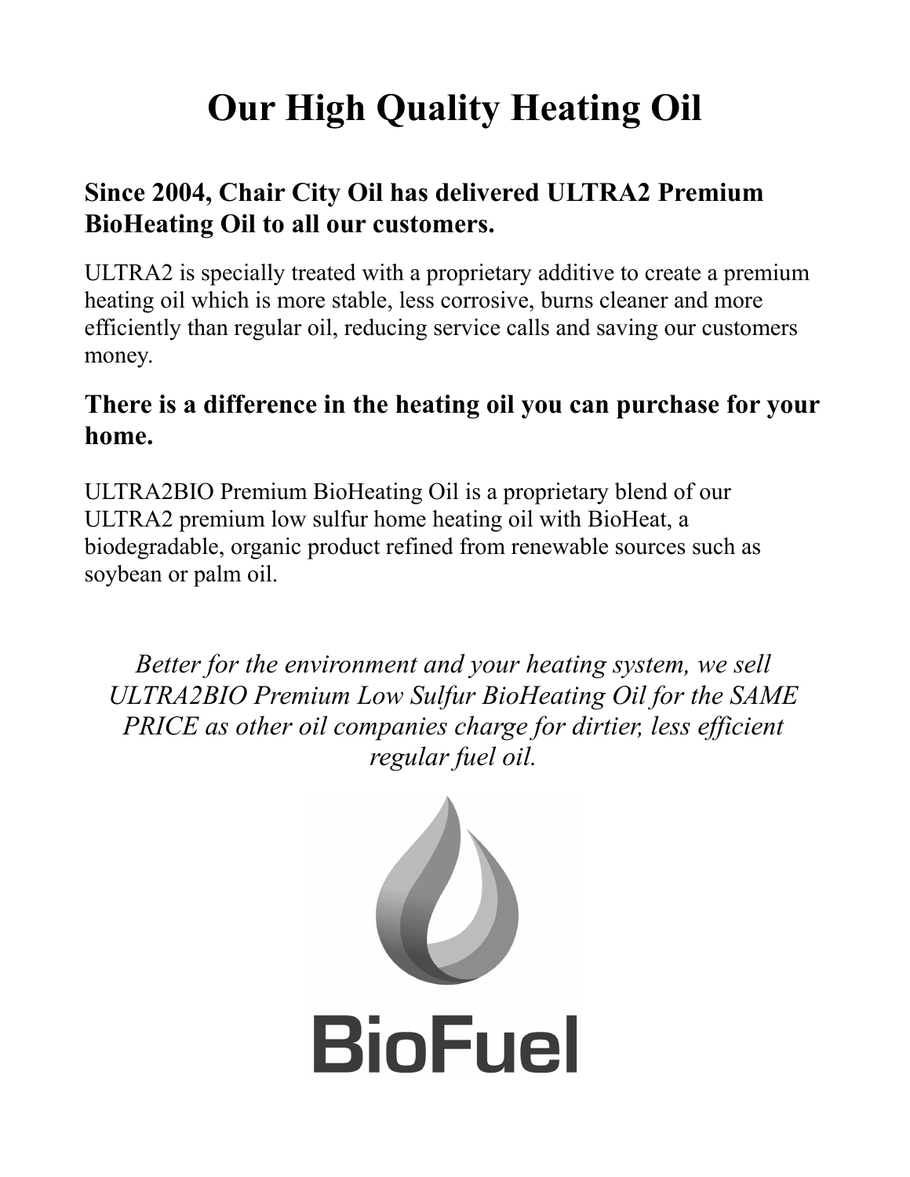# Our High Quality Heating Oil

## Since 2004, Chair City Oil has delivered ULTRA2 Premium BioHeating Oil to all our customers.

ULTRA2 is specially treated with a proprietary additive to create a premium heating oil which is more stable, less corrosive, burns cleaner and more efficiently than regular oil, reducing service calls and saving our customers money.

## There is a difference in the heating oil you can purchase for your home.

ULTRA2BIO Premium BioHeating Oil is a proprietary blend of our ULTRA2 premium low sulfur home heating oil with BioHeat, a biodegradable, organic product refined from renewable sources such as soybean or palm oil.

*Better for the environment and your heating system, we sell ULTRA2BIO Premium Low Sulfur BioHeating Oil for the SAME PRICE as other oil companies charge for dirtier, less efficient regular fuel oil.*

BioFuel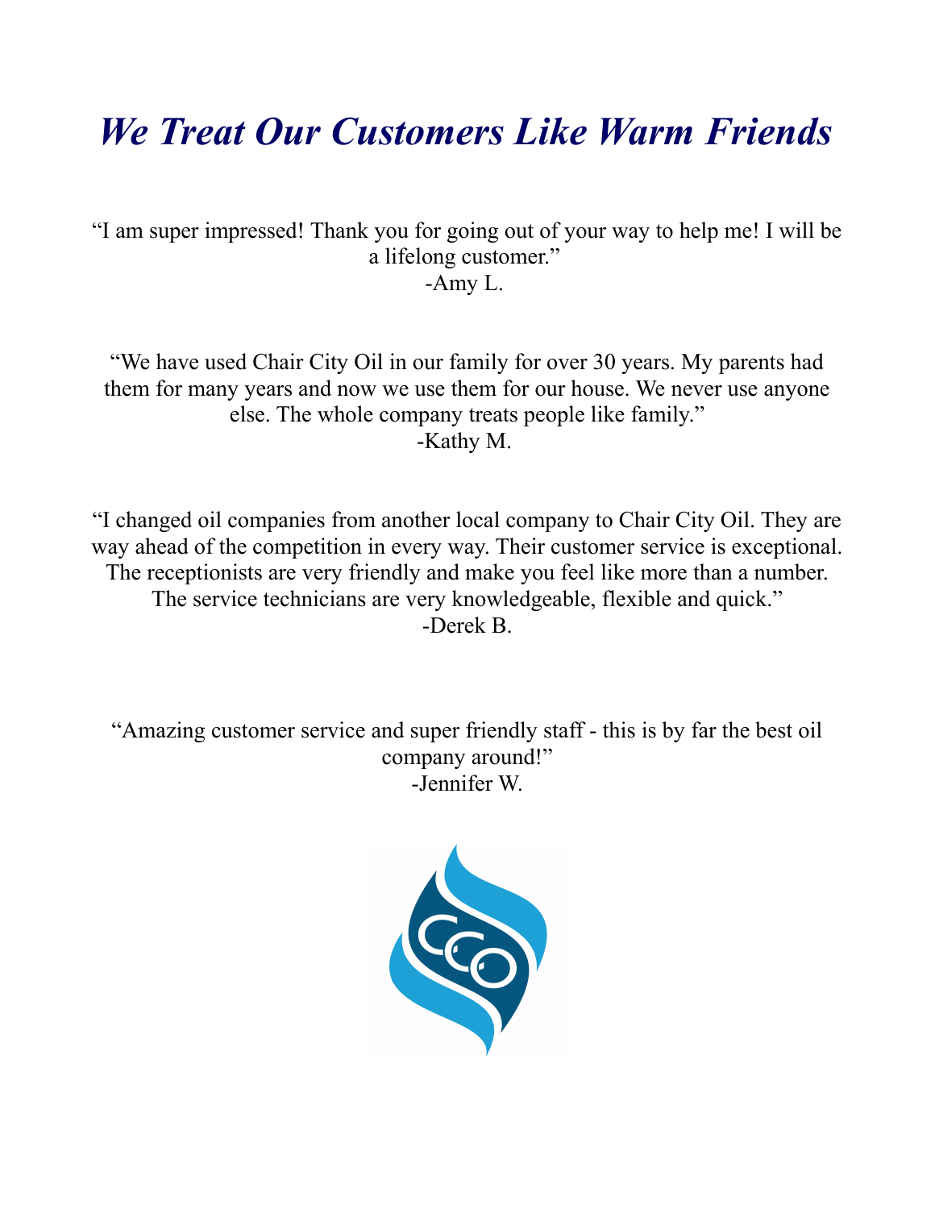# *We Treat Our Customers Like Warm Friends*

"I am super impressed! Thank you for going out of your way to help me! I will be a lifelong customer."
-Amy L.

"We have used Chair City Oil in our family for over 30 years. My parents had them for many years and now we use them for our house. We never use anyone else. The whole company treats people like family."
-Kathy M.

"I changed oil companies from another local company to Chair City Oil. They are way ahead of the competition in every way. Their customer service is exceptional. The receptionists are very friendly and make you feel like more than a number. The service technicians are very knowledgeable, flexible and quick."
-Derek B.

"Amazing customer service and super friendly staff - this is by far the best oil company around!"
-Jennifer W.

CCO